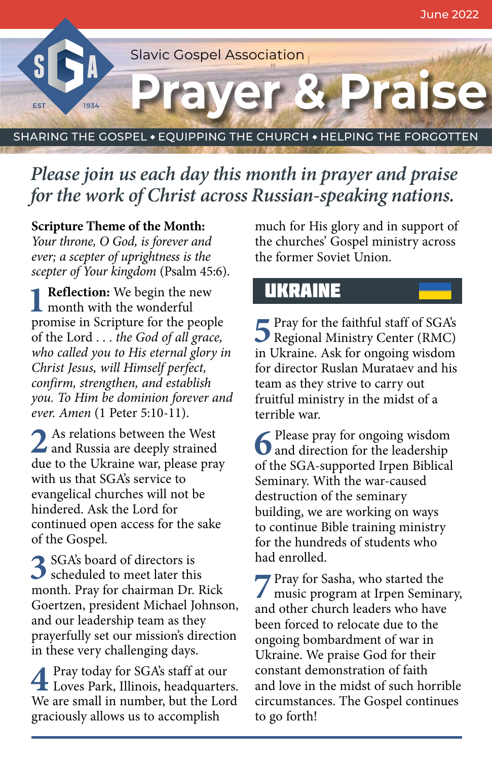June 2022

Slavic Gospel Association

# Prayer & Praise

SHARING THE GOSPEL ◆ EQUIPPING THE CHURCH ◆ HELPING THE FORGOTTEN

## *Please join us each day this month in prayer and praise for the work of Christ across Russian-speaking nations.*

**Scripture Theme of the Month:** *Your throne, O God, is forever and ever; a scepter of uprightness is the scepter of Your kingdom* (Psalm 45:6).

**1** **Reflection:** We begin the new month with the wonderful promise in Scripture for the people of the Lord . . . *the God of all grace, who called you to His eternal glory in Christ Jesus, will Himself perfect, confirm, strengthen, and establish you. To Him be dominion forever and ever. Amen* (1 Peter 5:10-11).

**2** As relations between the West and Russia are deeply strained due to the Ukraine war, please pray with us that SGA's service to evangelical churches will not be hindered. Ask the Lord for continued open access for the sake of the Gospel.

**3** SGA's board of directors is scheduled to meet later this month. Pray for chairman Dr. Rick Goertzen, president Michael Johnson, and our leadership team as they prayerfully set our mission's direction in these very challenging days.

**4** Pray today for SGA's staff at our Loves Park, Illinois, headquarters. We are small in number, but the Lord graciously allows us to accomplish much for His glory and in support of the churches' Gospel ministry across the former Soviet Union.

## UKRAINE

**5** Pray for the faithful staff of SGA's Regional Ministry Center (RMC) in Ukraine. Ask for ongoing wisdom for director Ruslan Murataev and his team as they strive to carry out fruitful ministry in the midst of a terrible war.

**6** Please pray for ongoing wisdom and direction for the leadership of the SGA-supported Irpen Biblical Seminary. With the war-caused destruction of the seminary building, we are working on ways to continue Bible training ministry for the hundreds of students who had enrolled.

**7** Pray for Sasha, who started the music program at Irpen Seminary, and other church leaders who have been forced to relocate due to the ongoing bombardment of war in Ukraine. We praise God for their constant demonstration of faith and love in the midst of such horrible circumstances. The Gospel continues to go forth!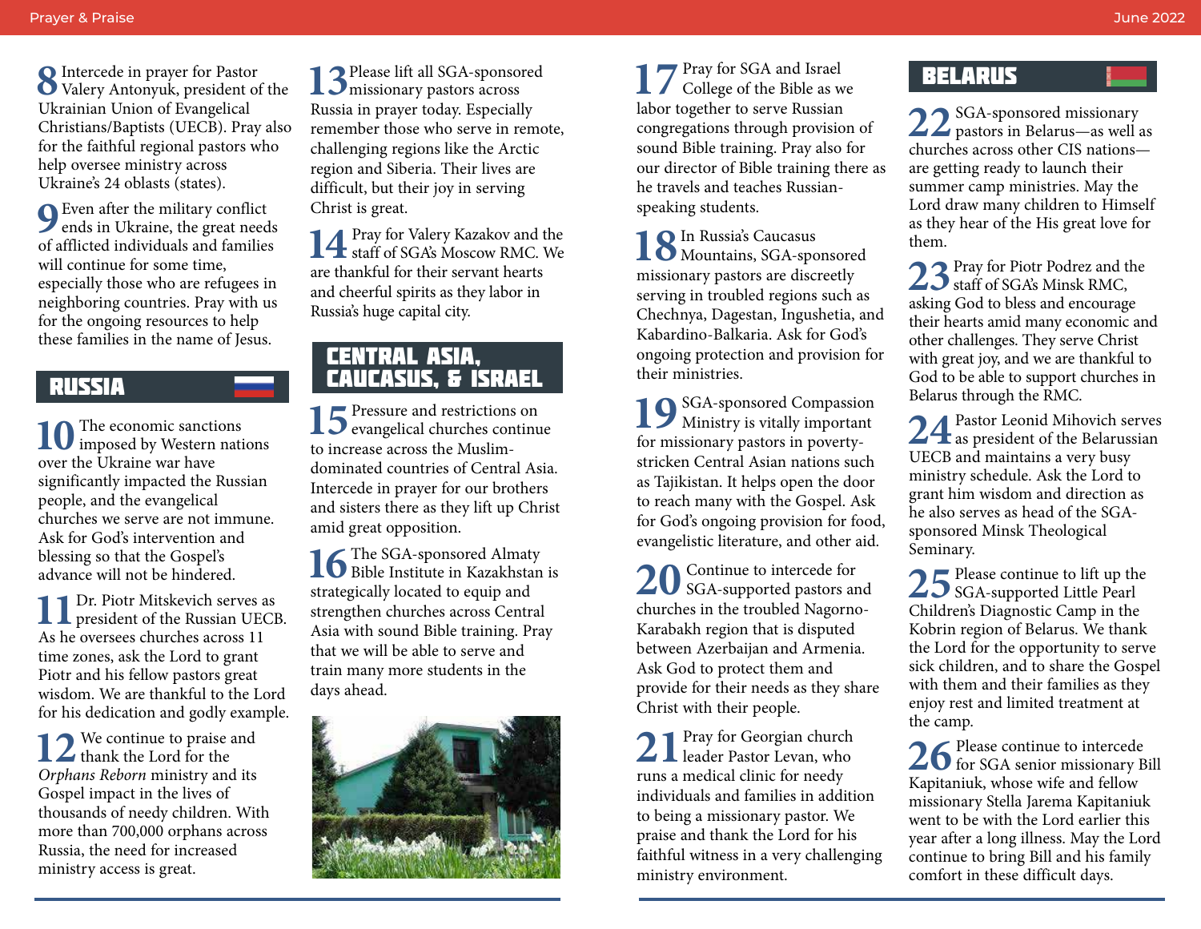**8** Intercede in prayer for Pastor Valery Antonyuk, president of the Ukrainian Union of Evangelical Christians/Baptists (UECB). Pray also for the faithful regional pastors who help oversee ministry across Ukraine's 24 oblasts (states).

**9** Even after the military conflict ends in Ukraine, the great needs of afflicted individuals and families will continue for some time, especially those who are refugees in neighboring countries. Pray with us for the ongoing resources to help these families in the name of Jesus.

## RUSSIA

**10** The economic sanctions imposed by Western nations over the Ukraine war have significantly impacted the Russian people, and the evangelical churches we serve are not immune. Ask for God's intervention and blessing so that the Gospel's advance will not be hindered.

**11** Dr. Piotr Mitskevich serves as president of the Russian UECB. As he oversees churches across 11 time zones, ask the Lord to grant Piotr and his fellow pastors great wisdom. We are thankful to the Lord for his dedication and godly example.

**12** We continue to praise and thank the Lord for the *Orphans Reborn* ministry and its Gospel impact in the lives of thousands of needy children. With more than 700,000 orphans across Russia, the need for increased ministry access is great.

**13** Please lift all SGA-sponsored missionary pastors across Russia in prayer today. Especially remember those who serve in remote, challenging regions like the Arctic region and Siberia. Their lives are difficult, but their joy in serving Christ is great.

**14** Pray for Valery Kazakov and the staff of SGA's Moscow RMC. We are thankful for their servant hearts and cheerful spirits as they labor in Russia's huge capital city.

## CENTRAL ASIA, CAUCASUS, & ISRAEL

**15** Pressure and restrictions on evangelical churches continue to increase across the Muslim-dominated countries of Central Asia. Intercede in prayer for our brothers and sisters there as they lift up Christ amid great opposition.

**16** The SGA-sponsored Almaty Bible Institute in Kazakhstan is strategically located to equip and strengthen churches across Central Asia with sound Bible training. Pray that we will be able to serve and train many more students in the days ahead.

**17** Pray for SGA and Israel College of the Bible as we labor together to serve Russian congregations through provision of sound Bible training. Pray also for our director of Bible training there as he travels and teaches Russian-speaking students.

**18** In Russia's Caucasus Mountains, SGA-sponsored missionary pastors are discreetly serving in troubled regions such as Chechnya, Dagestan, Ingushetia, and Kabardino-Balkaria. Ask for God's ongoing protection and provision for their ministries.

**19** SGA-sponsored Compassion Ministry is vitally important for missionary pastors in poverty-stricken Central Asian nations such as Tajikistan. It helps open the door to reach many with the Gospel. Ask for God's ongoing provision for food, evangelistic literature, and other aid.

**20** Continue to intercede for SGA-supported pastors and churches in the troubled Nagorno-Karabakh region that is disputed between Azerbaijan and Armenia. Ask God to protect them and provide for their needs as they share Christ with their people.

**21** Pray for Georgian church leader Pastor Levan, who runs a medical clinic for needy individuals and families in addition to being a missionary pastor. We praise and thank the Lord for his faithful witness in a very challenging ministry environment.

## BELARUS

**22** SGA-sponsored missionary pastors in Belarus—as well as churches across other CIS nations—are getting ready to launch their summer camp ministries. May the Lord draw many children to Himself as they hear of the His great love for them.

**23** Pray for Piotr Podrez and the staff of SGA's Minsk RMC, asking God to bless and encourage their hearts amid many economic and other challenges. They serve Christ with great joy, and we are thankful to God to be able to support churches in Belarus through the RMC.

**24** Pastor Leonid Mihovich serves as president of the Belarussian UECB and maintains a very busy ministry schedule. Ask the Lord to grant him wisdom and direction as he also serves as head of the SGA-sponsored Minsk Theological Seminary.

**25** Please continue to lift up the SGA-supported Little Pearl Children's Diagnostic Camp in the Kobrin region of Belarus. We thank the Lord for the opportunity to serve sick children, and to share the Gospel with them and their families as they enjoy rest and limited treatment at the camp.

**26** Please continue to intercede for SGA senior missionary Bill Kapitaniuk, whose wife and fellow missionary Stella Jarema Kapitaniuk went to be with the Lord earlier this year after a long illness. May the Lord continue to bring Bill and his family comfort in these difficult days.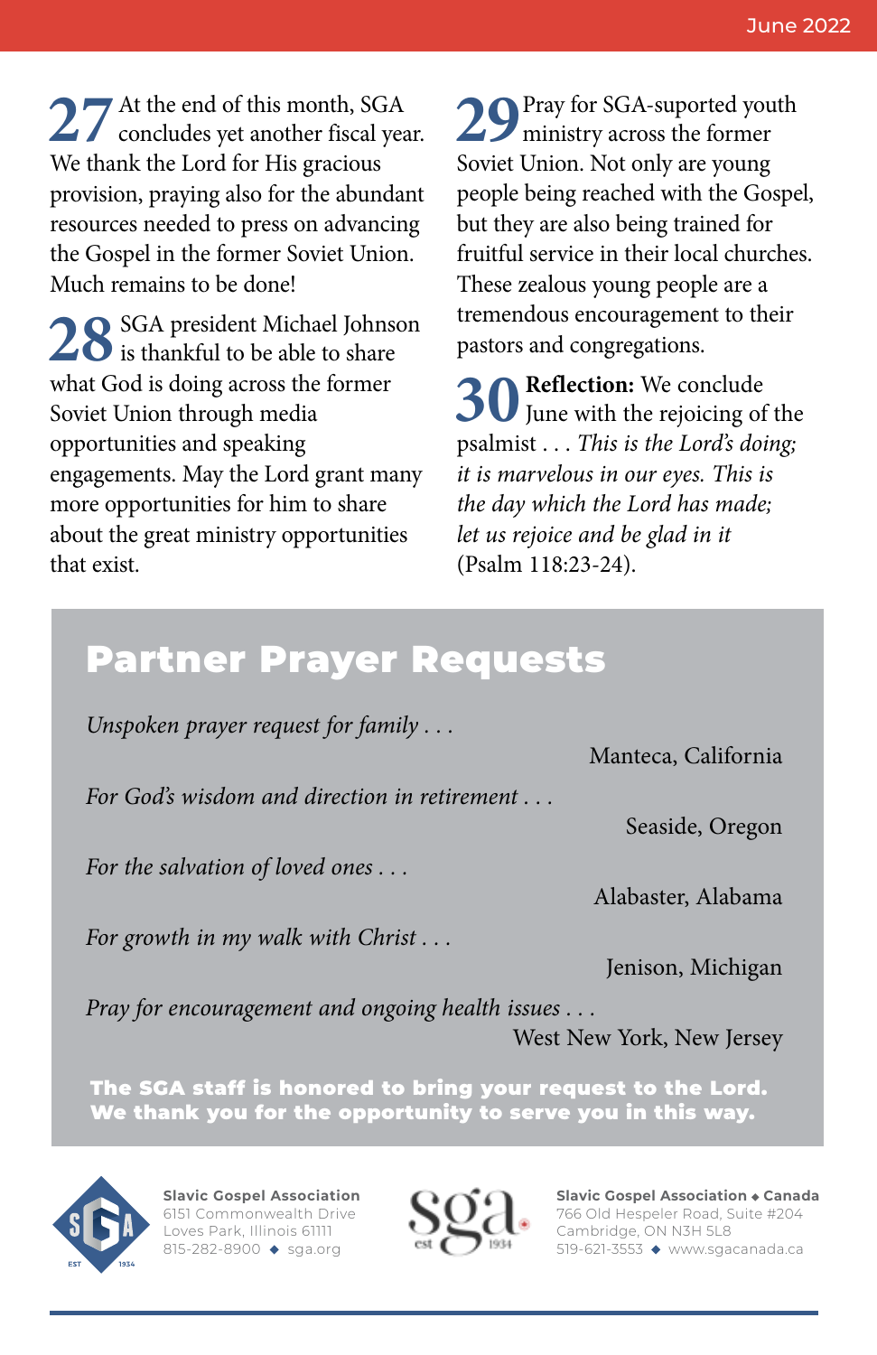**27** At the end of this month, SGA concludes yet another fiscal year. We thank the Lord for His gracious provision, praying also for the abundant resources needed to press on advancing the Gospel in the former Soviet Union. Much remains to be done!

**28** SGA president Michael Johnson is thankful to be able to share what God is doing across the former Soviet Union through media opportunities and speaking engagements. May the Lord grant many more opportunities for him to share about the great ministry opportunities that exist.

**29** Pray for SGA-suported youth ministry across the former Soviet Union. Not only are young people being reached with the Gospel, but they are also being trained for fruitful service in their local churches. These zealous young people are a tremendous encouragement to their pastors and congregations.

**30** **Reflection:** We conclude June with the rejoicing of the psalmist . . . *This is the Lord's doing; it is marvelous in our eyes. This is the day which the Lord has made; let us rejoice and be glad in it* (Psalm 118:23-24).

## Partner Prayer Requests

*Unspoken prayer request for family . . .*

Manteca, California

*For God's wisdom and direction in retirement . . .*

Seaside, Oregon

*For the salvation of loved ones . . .*

Alabaster, Alabama

*For growth in my walk with Christ . . .*

Jenison, Michigan

*Pray for encouragement and ongoing health issues . . .*

West New York, New Jersey

**The SGA staff is honored to bring your request to the Lord. We thank you for the opportunity to serve you in this way.**

**Slavic Gospel Association**
6151 Commonwealth Drive
Loves Park, Illinois 61111
815-282-8900 ◆ sga.org

**Slavic Gospel Association ◆ Canada**
766 Old Hespeler Road, Suite #204
Cambridge, ON N3H 5L8
519-621-3553 ◆ www.sgacanada.ca